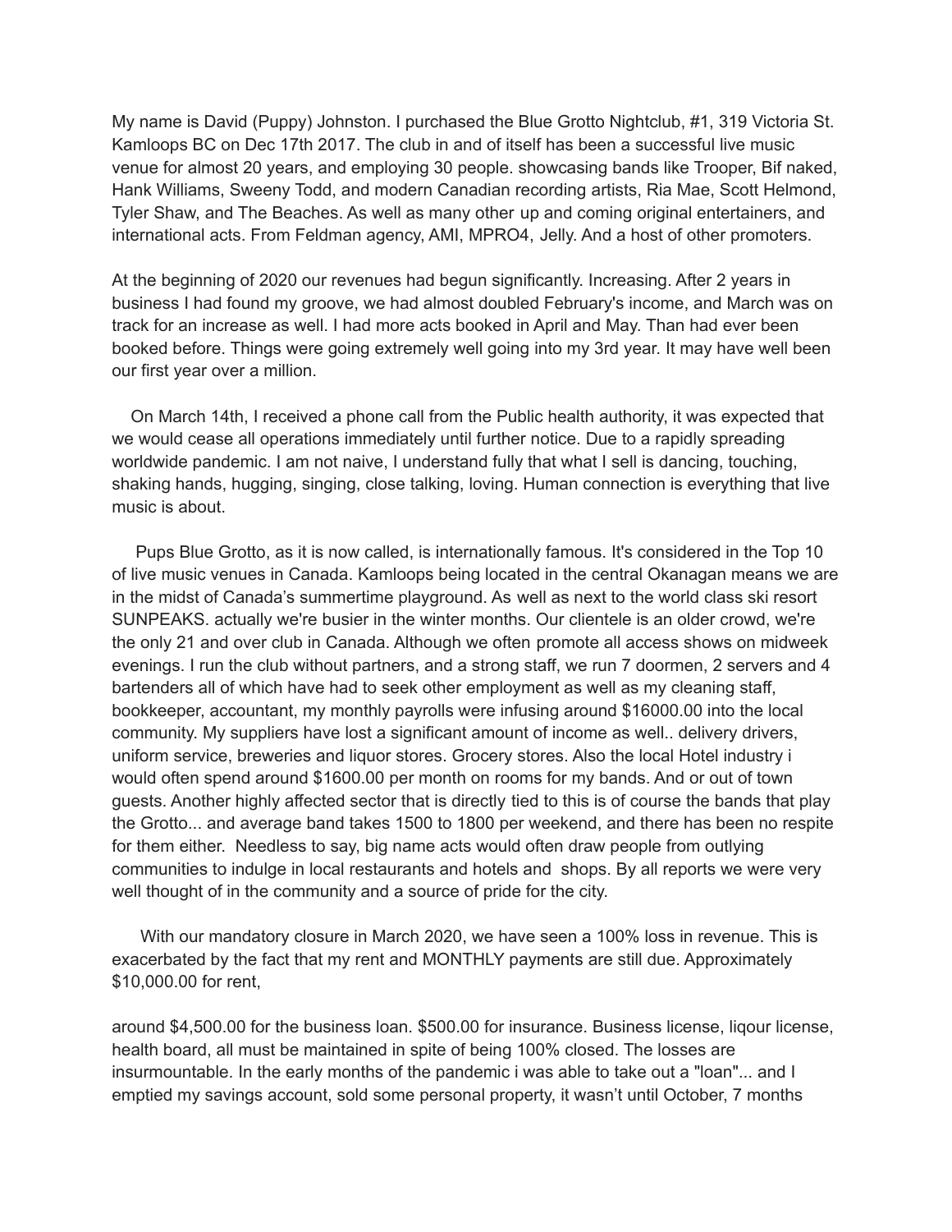My name is David (Puppy) Johnston. I purchased the Blue Grotto Nightclub, #1, 319 Victoria St. Kamloops BC on Dec 17th 2017. The club in and of itself has been a successful live music venue for almost 20 years, and employing 30 people. showcasing bands like Trooper, Bif naked, Hank Williams, Sweeny Todd, and modern Canadian recording artists, Ria Mae, Scott Helmond, Tyler Shaw, and The Beaches. As well as many other up and coming original entertainers, and international acts. From Feldman agency, AMI, MPRO4, Jelly. And a host of other promoters.

At the beginning of 2020 our revenues had begun significantly. Increasing. After 2 years in business I had found my groove, we had almost doubled February's income, and March was on track for an increase as well. I had more acts booked in April and May. Than had ever been booked before. Things were going extremely well going into my 3rd year. It may have well been our first year over a million.

On March 14th, I received a phone call from the Public health authority, it was expected that we would cease all operations immediately until further notice. Due to a rapidly spreading worldwide pandemic. I am not naive, I understand fully that what I sell is dancing, touching, shaking hands, hugging, singing, close talking, loving. Human connection is everything that live music is about.

Pups Blue Grotto, as it is now called, is internationally famous. It's considered in the Top 10 of live music venues in Canada. Kamloops being located in the central Okanagan means we are in the midst of Canada's summertime playground. As well as next to the world class ski resort SUNPEAKS. actually we're busier in the winter months. Our clientele is an older crowd, we're the only 21 and over club in Canada. Although we often promote all access shows on midweek evenings. I run the club without partners, and a strong staff, we run 7 doormen, 2 servers and 4 bartenders all of which have had to seek other employment as well as my cleaning staff, bookkeeper, accountant, my monthly payrolls were infusing around $16000.00 into the local community. My suppliers have lost a significant amount of income as well.. delivery drivers, uniform service, breweries and liquor stores. Grocery stores. Also the local Hotel industry i would often spend around $1600.00 per month on rooms for my bands. And or out of town guests. Another highly affected sector that is directly tied to this is of course the bands that play the Grotto... and average band takes 1500 to 1800 per weekend, and there has been no respite for them either. Needless to say, big name acts would often draw people from outlying communities to indulge in local restaurants and hotels and shops. By all reports we were very well thought of in the community and a source of pride for the city.

With our mandatory closure in March 2020, we have seen a 100% loss in revenue. This is exacerbated by the fact that my rent and MONTHLY payments are still due. Approximately $10,000.00 for rent,

around $4,500.00 for the business loan. $500.00 for insurance. Business license, liqour license, health board, all must be maintained in spite of being 100% closed. The losses are insurmountable. In the early months of the pandemic i was able to take out a "loan"... and I emptied my savings account, sold some personal property, it wasn't until October, 7 months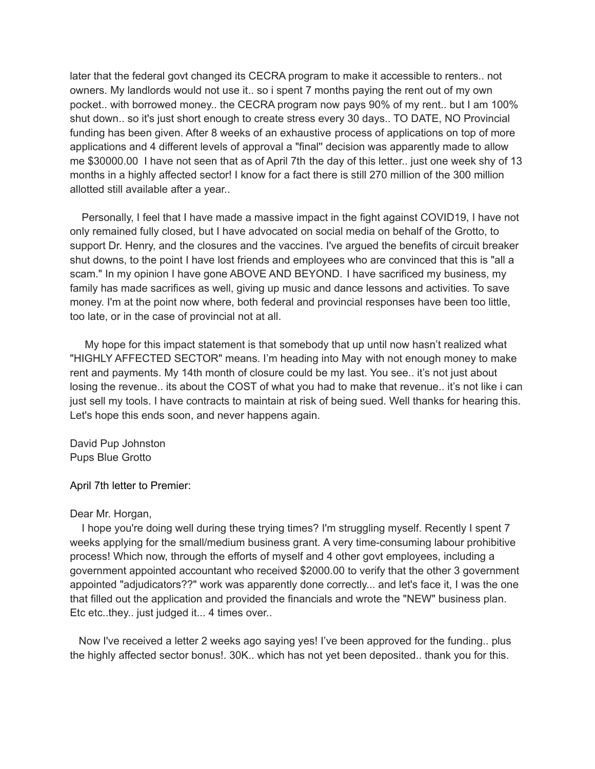later that the federal govt changed its CECRA program to make it accessible to renters.. not owners. My landlords would not use it.. so i spent 7 months paying the rent out of my own pocket.. with borrowed money.. the CECRA program now pays 90% of my rent.. but I am 100% shut down.. so it's just short enough to create stress every 30 days.. TO DATE, NO Provincial funding has been given. After 8 weeks of an exhaustive process of applications on top of more applications and 4 different levels of approval a "final" decision was apparently made to allow me $30000.00 I have not seen that as of April 7th the day of this letter.. just one week shy of 13 months in a highly affected sector! I know for a fact there is still 270 million of the 300 million allotted still available after a year..

Personally, I feel that I have made a massive impact in the fight against COVID19, I have not only remained fully closed, but I have advocated on social media on behalf of the Grotto, to support Dr. Henry, and the closures and the vaccines. I've argued the benefits of circuit breaker shut downs, to the point I have lost friends and employees who are convinced that this is "all a scam." In my opinion I have gone ABOVE AND BEYOND. I have sacrificed my business, my family has made sacrifices as well, giving up music and dance lessons and activities. To save money. I'm at the point now where, both federal and provincial responses have been too little, too late, or in the case of provincial not at all.

My hope for this impact statement is that somebody that up until now hasn't realized what "HIGHLY AFFECTED SECTOR" means. I'm heading into May with not enough money to make rent and payments. My 14th month of closure could be my last. You see.. it's not just about losing the revenue.. its about the COST of what you had to make that revenue.. it's not like i can just sell my tools. I have contracts to maintain at risk of being sued. Well thanks for hearing this. Let's hope this ends soon, and never happens again.

David Pup Johnston
Pups Blue Grotto

April 7th letter to Premier:

Dear Mr. Horgan,

I hope you're doing well during these trying times? I'm struggling myself. Recently I spent 7 weeks applying for the small/medium business grant. A very time-consuming labour prohibitive process! Which now, through the efforts of myself and 4 other govt employees, including a government appointed accountant who received $2000.00 to verify that the other 3 government appointed "adjudicators??" work was apparently done correctly... and let's face it, I was the one that filled out the application and provided the financials and wrote the "NEW" business plan. Etc etc..they.. just judged it... 4 times over..

Now I've received a letter 2 weeks ago saying yes! I've been approved for the funding.. plus the highly affected sector bonus!. 30K.. which has not yet been deposited.. thank you for this.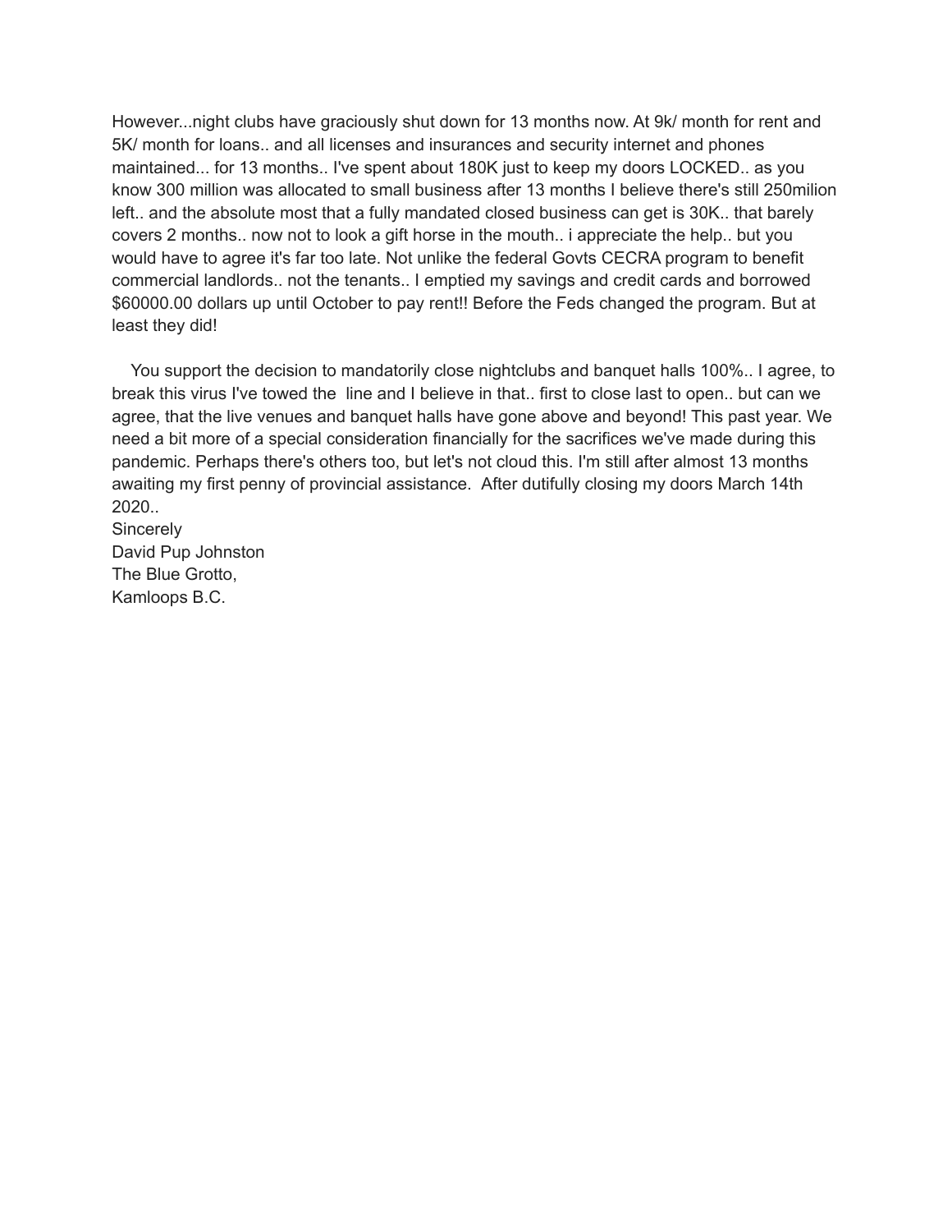However...night clubs have graciously shut down for 13 months now. At 9k/ month for rent and 5K/ month for loans.. and all licenses and insurances and security internet and phones maintained... for 13 months.. I've spent about 180K just to keep my doors LOCKED.. as you know 300 million was allocated to small business after 13 months I believe there's still 250milion left.. and the absolute most that a fully mandated closed business can get is 30K.. that barely covers 2 months.. now not to look a gift horse in the mouth.. i appreciate the help.. but you would have to agree it's far too late. Not unlike the federal Govts CECRA program to benefit commercial landlords.. not the tenants.. I emptied my savings and credit cards and borrowed $60000.00 dollars up until October to pay rent!! Before the Feds changed the program. But at least they did!

You support the decision to mandatorily close nightclubs and banquet halls 100%.. I agree, to break this virus I've towed the line and I believe in that.. first to close last to open.. but can we agree, that the live venues and banquet halls have gone above and beyond! This past year. We need a bit more of a special consideration financially for the sacrifices we've made during this pandemic. Perhaps there's others too, but let's not cloud this. I'm still after almost 13 months awaiting my first penny of provincial assistance. After dutifully closing my doors March 14th 2020..

Sincerely
David Pup Johnston
The Blue Grotto,
Kamloops B.C.